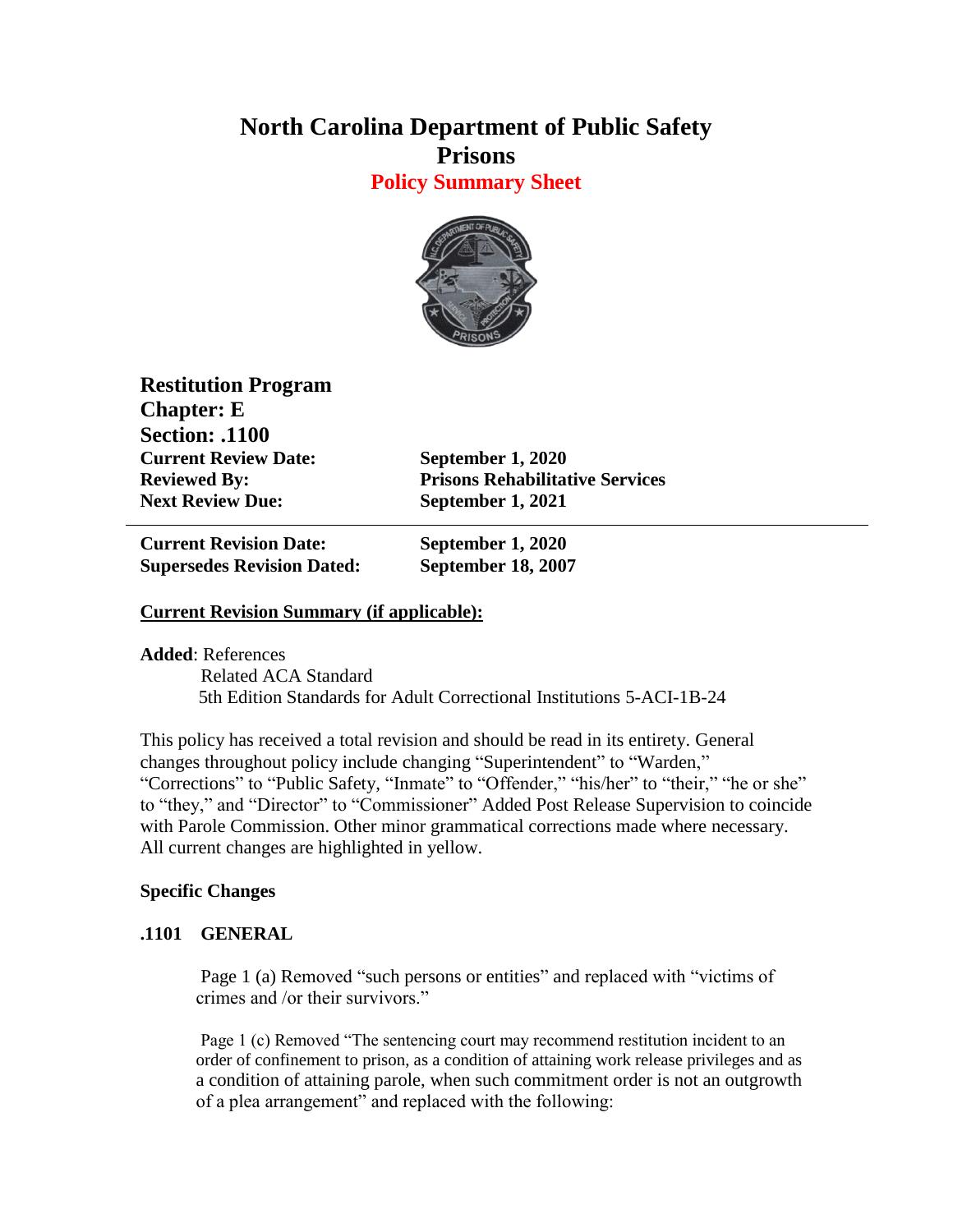# North Carolina Department of Public Safety
# Prisons
## Policy Summary Sheet

**Restitution Program**
**Chapter: E**
**Section: .1100**

| | |
|---|---|
| **Current Review Date:** | **September 1, 2020** |
| **Reviewed By:** | **Prisons Rehabilitative Services** |
| **Next Review Due:** | **September 1, 2021** |

---

| | |
|---|---|
| **Current Revision Date:** | **September 1, 2020** |
| **Supersedes Revision Dated:** | **September 18, 2007** |

**Current Revision Summary (if applicable):**

**Added**: References
Related ACA Standard
5th Edition Standards for Adult Correctional Institutions 5-ACI-1B-24

This policy has received a total revision and should be read in its entirety. General changes throughout policy include changing "Superintendent" to "Warden," "Corrections" to "Public Safety, "Inmate" to "Offender," "his/her" to "their," "he or she" to "they," and "Director" to "Commissioner" Added Post Release Supervision to coincide with Parole Commission. Other minor grammatical corrections made where necessary. All current changes are highlighted in yellow.

**Specific Changes**

**.1101 GENERAL**

Page 1 (a) Removed "such persons or entities" and replaced with "victims of crimes and /or their survivors."

Page 1 (c) Removed "The sentencing court may recommend restitution incident to an order of confinement to prison, as a condition of attaining work release privileges and as a condition of attaining parole, when such commitment order is not an outgrowth of a plea arrangement" and replaced with the following: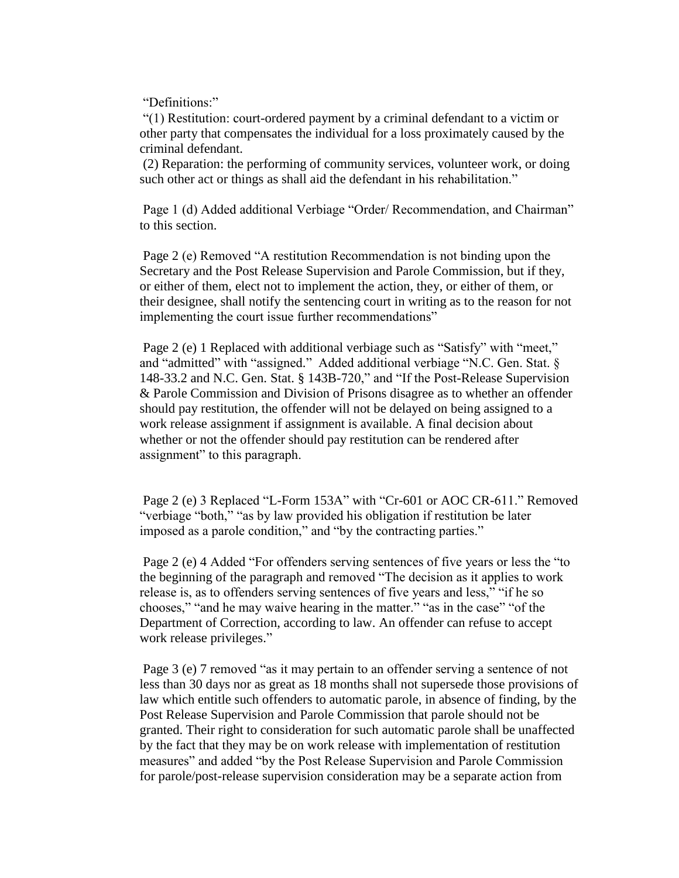"Definitions:"

"(1) Restitution: court-ordered payment by a criminal defendant to a victim or other party that compensates the individual for a loss proximately caused by the criminal defendant.

(2) Reparation: the performing of community services, volunteer work, or doing such other act or things as shall aid the defendant in his rehabilitation."

Page 1 (d) Added additional Verbiage "Order/ Recommendation, and Chairman" to this section.

Page 2 (e) Removed "A restitution Recommendation is not binding upon the Secretary and the Post Release Supervision and Parole Commission, but if they, or either of them, elect not to implement the action, they, or either of them, or their designee, shall notify the sentencing court in writing as to the reason for not implementing the court issue further recommendations"

Page 2 (e) 1 Replaced with additional verbiage such as "Satisfy" with "meet," and "admitted" with "assigned." Added additional verbiage "N.C. Gen. Stat. § 148-33.2 and N.C. Gen. Stat. § 143B-720," and "If the Post-Release Supervision & Parole Commission and Division of Prisons disagree as to whether an offender should pay restitution, the offender will not be delayed on being assigned to a work release assignment if assignment is available. A final decision about whether or not the offender should pay restitution can be rendered after assignment" to this paragraph.

Page 2 (e) 3 Replaced "L-Form 153A" with "Cr-601 or AOC CR-611." Removed "verbiage "both," "as by law provided his obligation if restitution be later imposed as a parole condition," and "by the contracting parties."

Page 2 (e) 4 Added "For offenders serving sentences of five years or less the "to the beginning of the paragraph and removed "The decision as it applies to work release is, as to offenders serving sentences of five years and less," "if he so chooses," "and he may waive hearing in the matter." "as in the case" "of the Department of Correction, according to law. An offender can refuse to accept work release privileges."

Page 3 (e) 7 removed "as it may pertain to an offender serving a sentence of not less than 30 days nor as great as 18 months shall not supersede those provisions of law which entitle such offenders to automatic parole, in absence of finding, by the Post Release Supervision and Parole Commission that parole should not be granted. Their right to consideration for such automatic parole shall be unaffected by the fact that they may be on work release with implementation of restitution measures" and added "by the Post Release Supervision and Parole Commission for parole/post-release supervision consideration may be a separate action from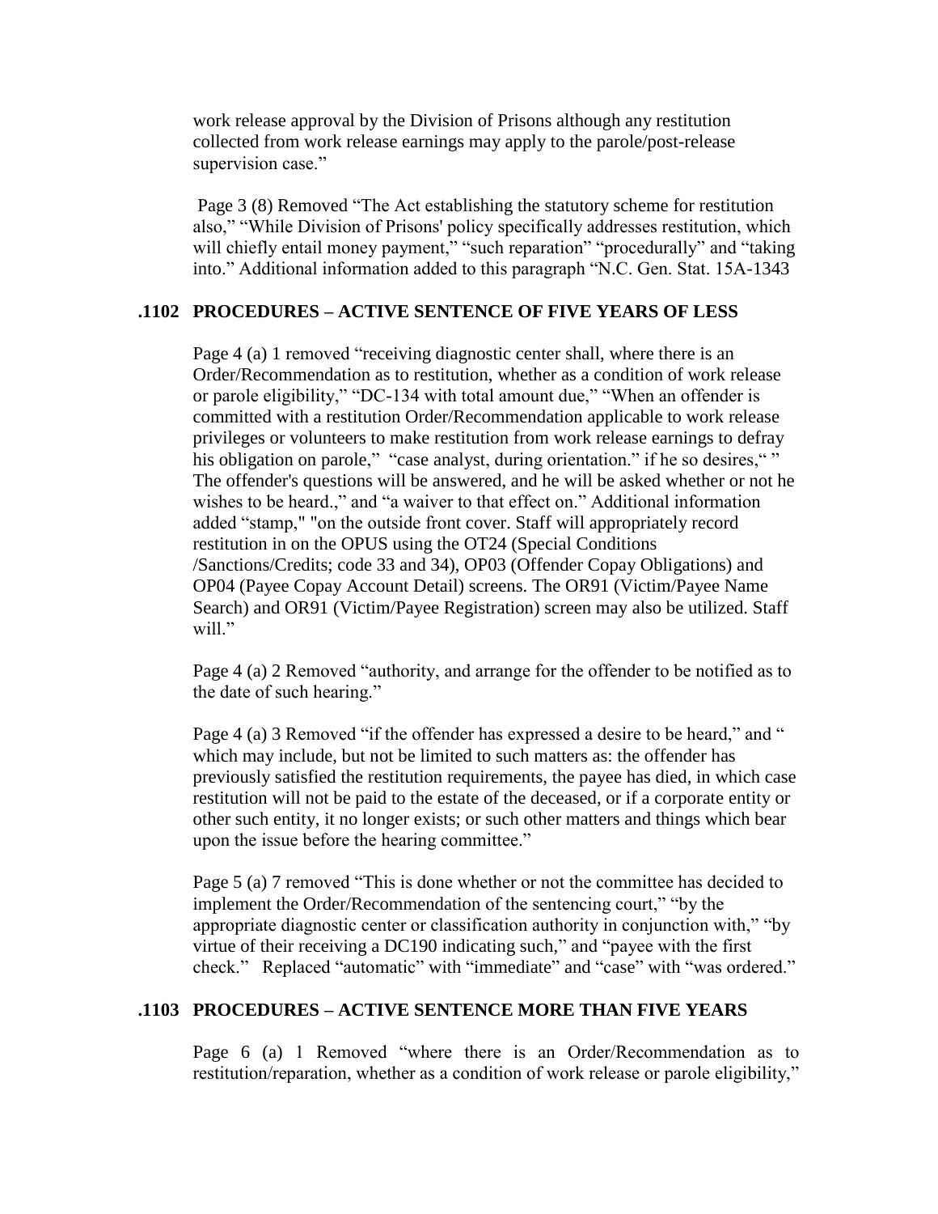work release approval by the Division of Prisons although any restitution collected from work release earnings may apply to the parole/post-release supervision case."

Page 3 (8) Removed "The Act establishing the statutory scheme for restitution also," "While Division of Prisons' policy specifically addresses restitution, which will chiefly entail money payment," "such reparation" "procedurally" and "taking into." Additional information added to this paragraph "N.C. Gen. Stat. 15A-1343

### .1102 PROCEDURES – ACTIVE SENTENCE OF FIVE YEARS OF LESS

Page 4 (a) 1 removed "receiving diagnostic center shall, where there is an Order/Recommendation as to restitution, whether as a condition of work release or parole eligibility," "DC-134 with total amount due," "When an offender is committed with a restitution Order/Recommendation applicable to work release privileges or volunteers to make restitution from work release earnings to defray his obligation on parole," "case analyst, during orientation." if he so desires," " The offender's questions will be answered, and he will be asked whether or not he wishes to be heard.," and "a waiver to that effect on." Additional information added "stamp," "on the outside front cover. Staff will appropriately record restitution in on the OPUS using the OT24 (Special Conditions /Sanctions/Credits; code 33 and 34), OP03 (Offender Copay Obligations) and OP04 (Payee Copay Account Detail) screens. The OR91 (Victim/Payee Name Search) and OR91 (Victim/Payee Registration) screen may also be utilized. Staff will."

Page 4 (a) 2 Removed "authority, and arrange for the offender to be notified as to the date of such hearing."

Page 4 (a) 3 Removed "if the offender has expressed a desire to be heard," and " which may include, but not be limited to such matters as: the offender has previously satisfied the restitution requirements, the payee has died, in which case restitution will not be paid to the estate of the deceased, or if a corporate entity or other such entity, it no longer exists; or such other matters and things which bear upon the issue before the hearing committee."

Page 5 (a) 7 removed "This is done whether or not the committee has decided to implement the Order/Recommendation of the sentencing court," "by the appropriate diagnostic center or classification authority in conjunction with," "by virtue of their receiving a DC190 indicating such," and "payee with the first check." Replaced "automatic" with "immediate" and "case" with "was ordered."

### .1103 PROCEDURES – ACTIVE SENTENCE MORE THAN FIVE YEARS

Page 6 (a) 1 Removed "where there is an Order/Recommendation as to restitution/reparation, whether as a condition of work release or parole eligibility,"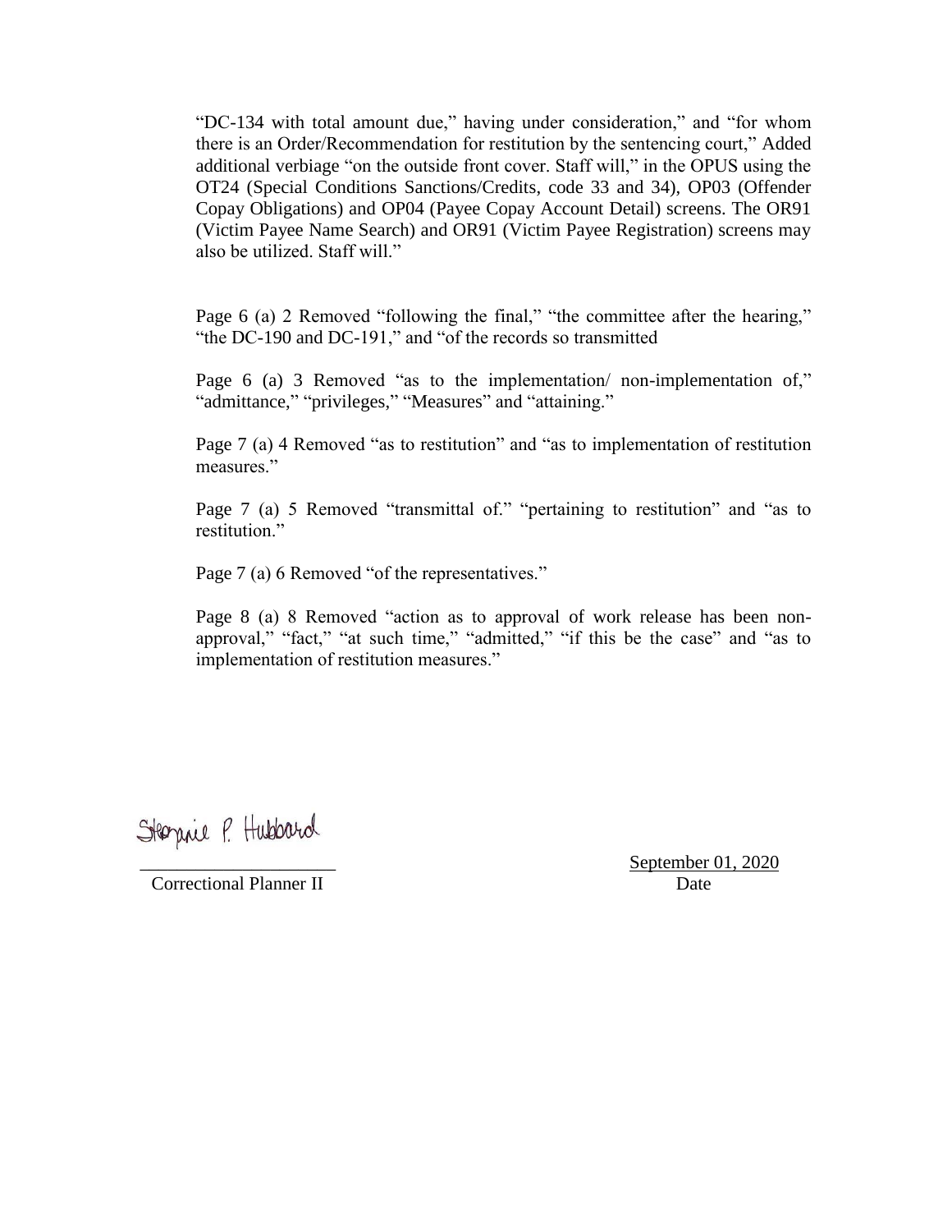"DC-134 with total amount due," having under consideration," and "for whom there is an Order/Recommendation for restitution by the sentencing court," Added additional verbiage "on the outside front cover. Staff will," in the OPUS using the OT24 (Special Conditions Sanctions/Credits, code 33 and 34), OP03 (Offender Copay Obligations) and OP04 (Payee Copay Account Detail) screens. The OR91 (Victim Payee Name Search) and OR91 (Victim Payee Registration) screens may also be utilized. Staff will."

Page 6 (a) 2 Removed "following the final," "the committee after the hearing," "the DC-190 and DC-191," and "of the records so transmitted

Page 6 (a) 3 Removed "as to the implementation/ non-implementation of," "admittance," "privileges," "Measures" and "attaining."

Page 7 (a) 4 Removed "as to restitution" and "as to implementation of restitution measures."

Page 7 (a) 5 Removed "transmittal of." "pertaining to restitution" and "as to restitution."

Page 7 (a) 6 Removed "of the representatives."

Page 8 (a) 8 Removed "action as to approval of work release has been non-approval," "fact," "at such time," "admitted," "if this be the case" and "as to implementation of restitution measures."

Stephanie P. Hubbard

Correctional Planner II

September 01, 2020

Date